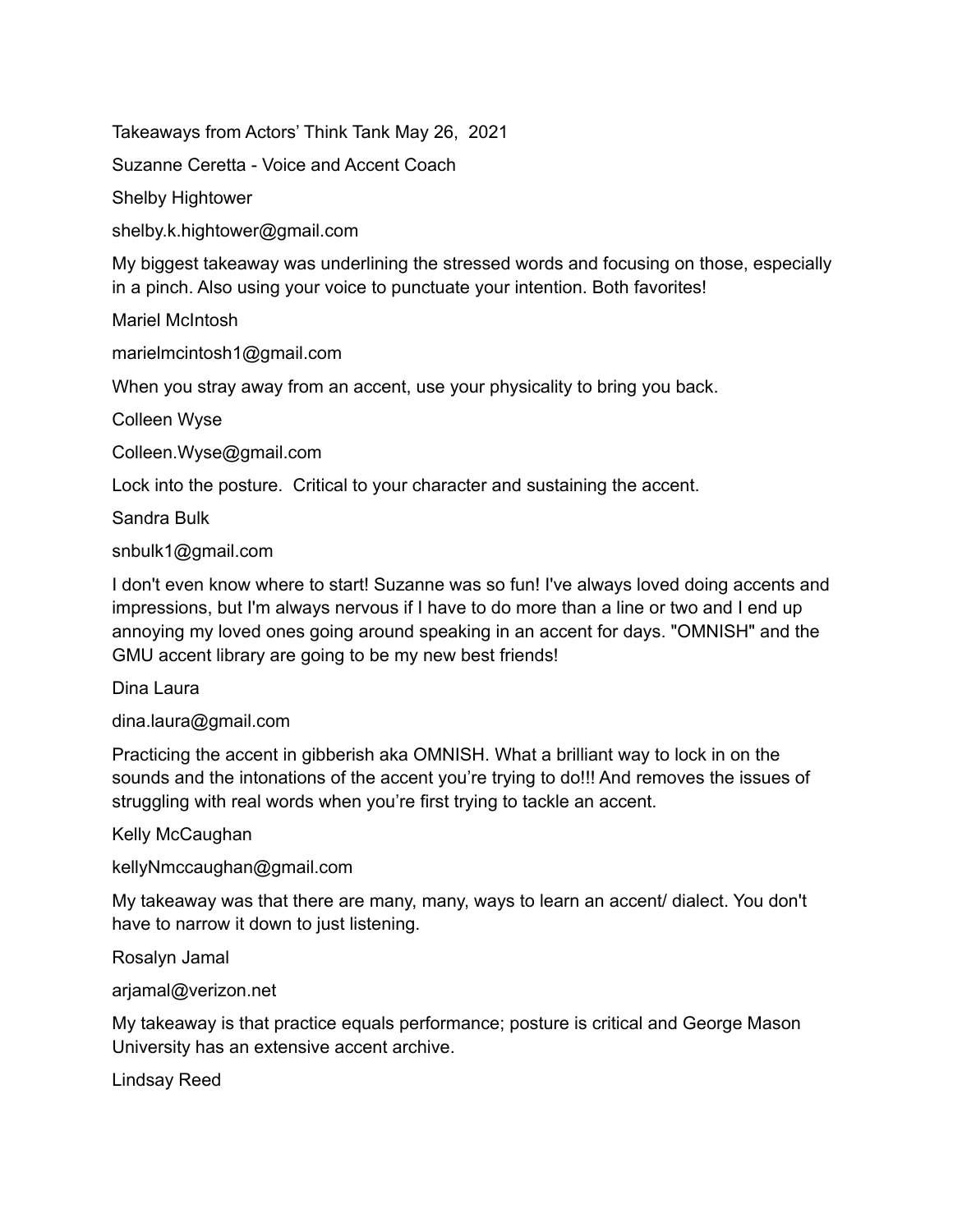Takeaways from Actors' Think Tank May 26, 2021

Suzanne Ceretta - Voice and Accent Coach

Shelby Hightower

shelby.k.hightower@gmail.com

My biggest takeaway was underlining the stressed words and focusing on those, especially in a pinch. Also using your voice to punctuate your intention. Both favorites!

Mariel McIntosh

marielmcintosh1@gmail.com

When you stray away from an accent, use your physicality to bring you back.

Colleen Wyse

Colleen.Wyse@gmail.com

Lock into the posture. Critical to your character and sustaining the accent.

Sandra Bulk

snbulk1@gmail.com

I don't even know where to start! Suzanne was so fun! I've always loved doing accents and impressions, but I'm always nervous if I have to do more than a line or two and I end up annoying my loved ones going around speaking in an accent for days. "OMNISH" and the GMU accent library are going to be my new best friends!

Dina Laura

dina.laura@gmail.com

Practicing the accent in gibberish aka OMNISH. What a brilliant way to lock in on the sounds and the intonations of the accent you're trying to do!!! And removes the issues of struggling with real words when you're first trying to tackle an accent.

Kelly McCaughan

kellyNmccaughan@gmail.com

My takeaway was that there are many, many, ways to learn an accent/ dialect. You don't have to narrow it down to just listening.

Rosalyn Jamal

arjamal@verizon.net

My takeaway is that practice equals performance; posture is critical and George Mason University has an extensive accent archive.

Lindsay Reed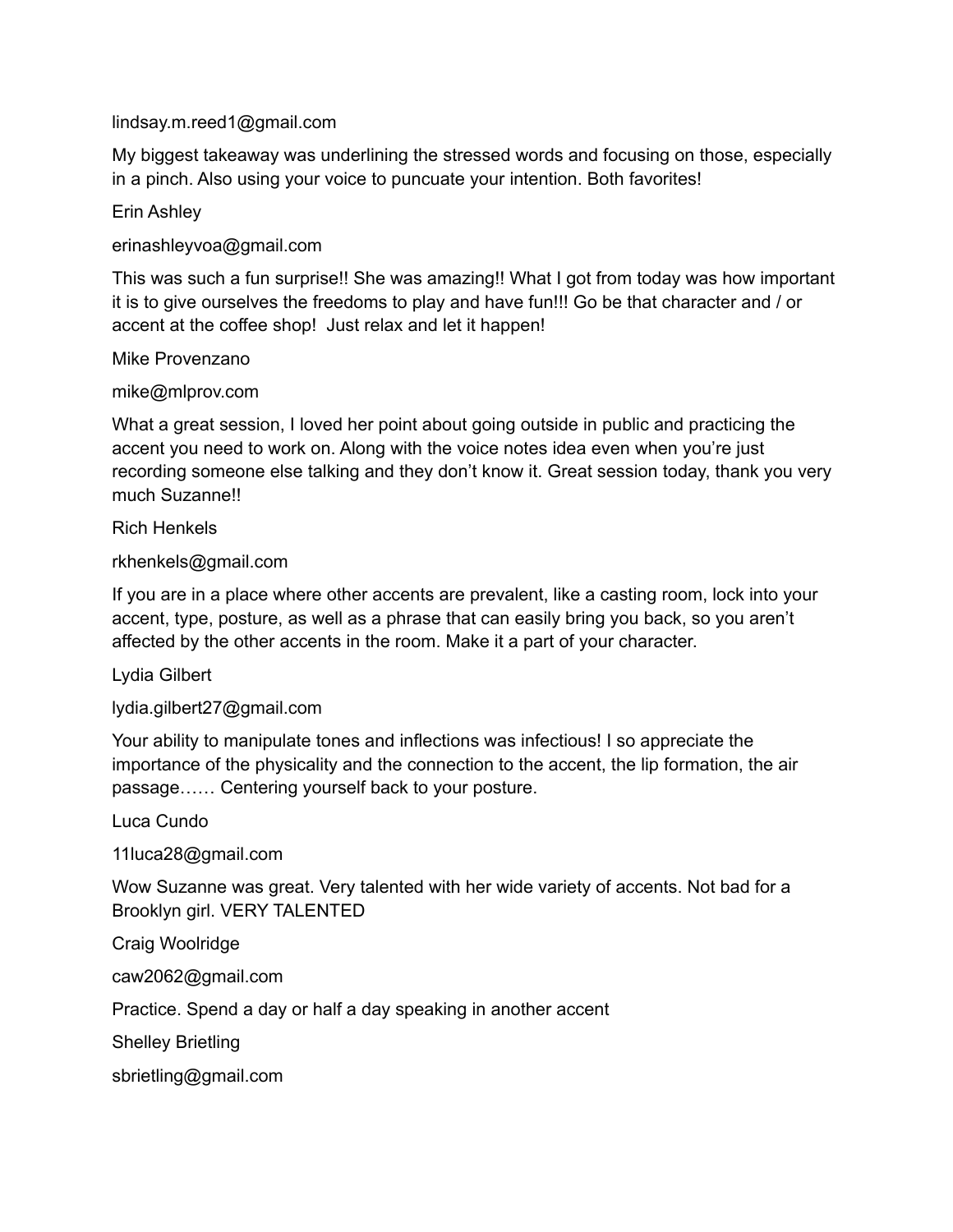lindsay.m.reed1@gmail.com

My biggest takeaway was underlining the stressed words and focusing on those, especially in a pinch. Also using your voice to puncuate your intention. Both favorites!

Erin Ashley

erinashleyvoa@gmail.com

This was such a fun surprise!! She was amazing!! What I got from today was how important it is to give ourselves the freedoms to play and have fun!!! Go be that character and / or accent at the coffee shop!  Just relax and let it happen!

Mike Provenzano

mike@mlprov.com

What a great session, I loved her point about going outside in public and practicing the accent you need to work on. Along with the voice notes idea even when you're just recording someone else talking and they don't know it. Great session today, thank you very much Suzanne!!

Rich Henkels

rkhenkels@gmail.com

If you are in a place where other accents are prevalent, like a casting room, lock into your accent, type, posture, as well as a phrase that can easily bring you back, so you aren't affected by the other accents in the room. Make it a part of your character.

Lydia Gilbert

lydia.gilbert27@gmail.com

Your ability to manipulate tones and inflections was infectious! I so appreciate the importance of the physicality and the connection to the accent, the lip formation, the air passage…… Centering yourself back to your posture.

Luca Cundo

11luca28@gmail.com

Wow Suzanne was great. Very talented with her wide variety of accents. Not bad for a Brooklyn girl. VERY TALENTED

Craig Woolridge

caw2062@gmail.com

Practice. Spend a day or half a day speaking in another accent

Shelley Brietling

sbrietling@gmail.com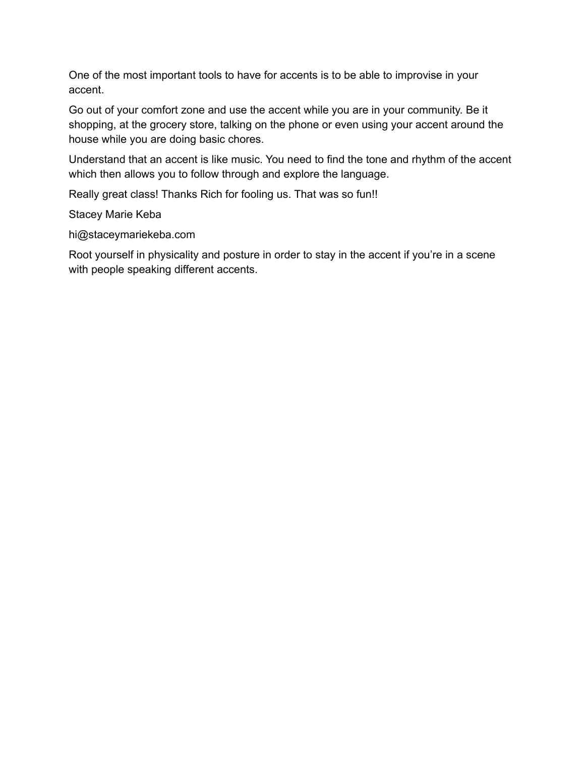One of the most important tools to have for accents is to be able to improvise in your accent.

Go out of your comfort zone and use the accent while you are in your community. Be it shopping, at the grocery store, talking on the phone or even using your accent around the house while you are doing basic chores.

Understand that an accent is like music. You need to find the tone and rhythm of the accent which then allows you to follow through and explore the language.

Really great class! Thanks Rich for fooling us. That was so fun!!

Stacey Marie Keba

hi@staceymariekeba.com

Root yourself in physicality and posture in order to stay in the accent if you're in a scene with people speaking different accents.